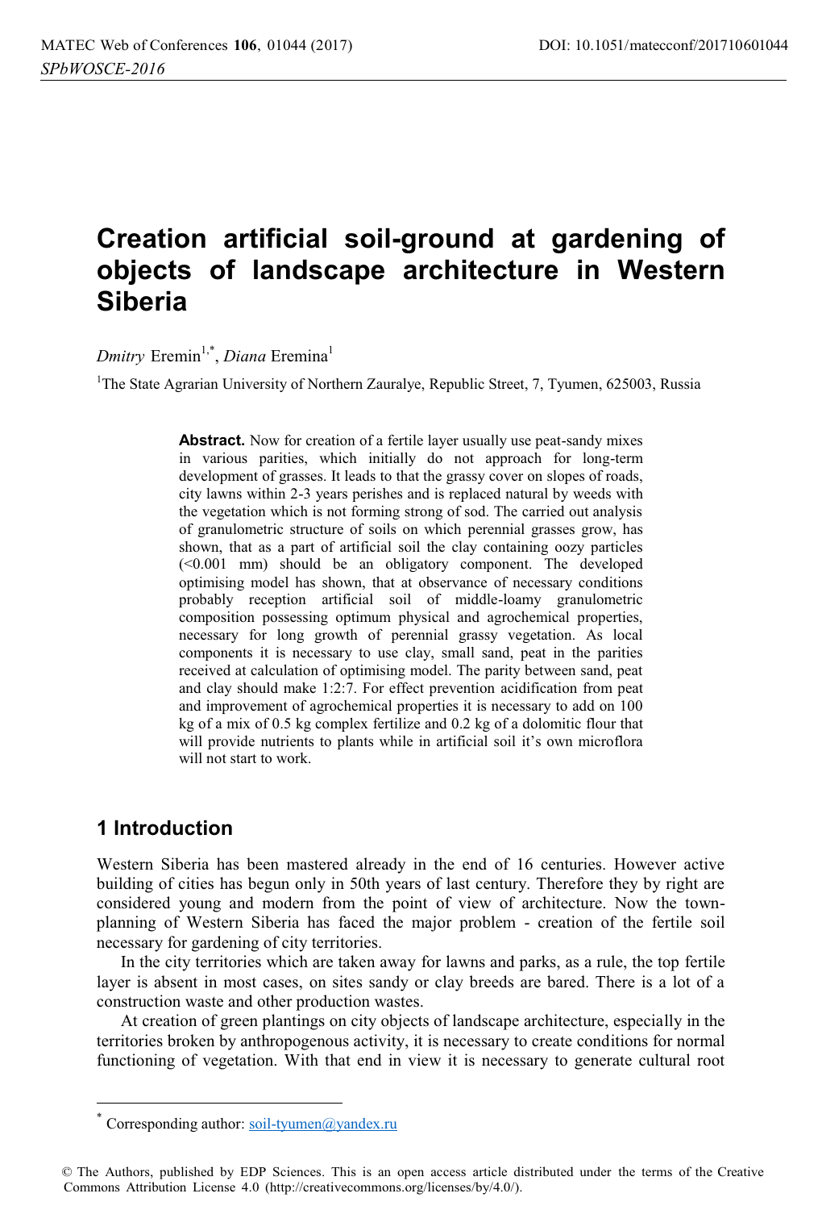# Creation artificial soil-ground at gardening of objects of landscape architecture in Western Siberia

*Dmitry* Eremin[1,*], *Diana* Eremina[1]

[1]The State Agrarian University of Northern Zauralye, Republic Street, 7, Tyumen, 625003, Russia

**Abstract.** Now for creation of a fertile layer usually use peat-sandy mixes in various parities, which initially do not approach for long-term development of grasses. It leads to that the grassy cover on slopes of roads, city lawns within 2-3 years perishes and is replaced natural by weeds with the vegetation which is not forming strong of sod. The carried out analysis of granulometric structure of soils on which perennial grasses grow, has shown, that as a part of artificial soil the clay containing oozy particles (<0.001 mm) should be an obligatory component. The developed optimising model has shown, that at observance of necessary conditions probably reception artificial soil of middle-loamy granulometric composition possessing optimum physical and agrochemical properties, necessary for long growth of perennial grassy vegetation. As local components it is necessary to use clay, small sand, peat in the parities received at calculation of optimising model. The parity between sand, peat and clay should make 1:2:7. For effect prevention acidification from peat and improvement of agrochemical properties it is necessary to add on 100 kg of a mix of 0.5 kg complex fertilize and 0.2 kg of a dolomitic flour that will provide nutrients to plants while in artificial soil it's own microflora will not start to work.

## 1 Introduction

Western Siberia has been mastered already in the end of 16 centuries. However active building of cities has begun only in 50th years of last century. Therefore they by right are considered young and modern from the point of view of architecture. Now the town-planning of Western Siberia has faced the major problem - creation of the fertile soil necessary for gardening of city territories.

In the city territories which are taken away for lawns and parks, as a rule, the top fertile layer is absent in most cases, on sites sandy or clay breeds are bared. There is a lot of a construction waste and other production wastes.

At creation of green plantings on city objects of landscape architecture, especially in the territories broken by anthropogenous activity, it is necessary to create conditions for normal functioning of vegetation. With that end in view it is necessary to generate cultural root

---

* Corresponding author: soil-tyumen@yandex.ru

© The Authors, published by EDP Sciences. This is an open access article distributed under the terms of the Creative Commons Attribution License 4.0 (http://creativecommons.org/licenses/by/4.0/).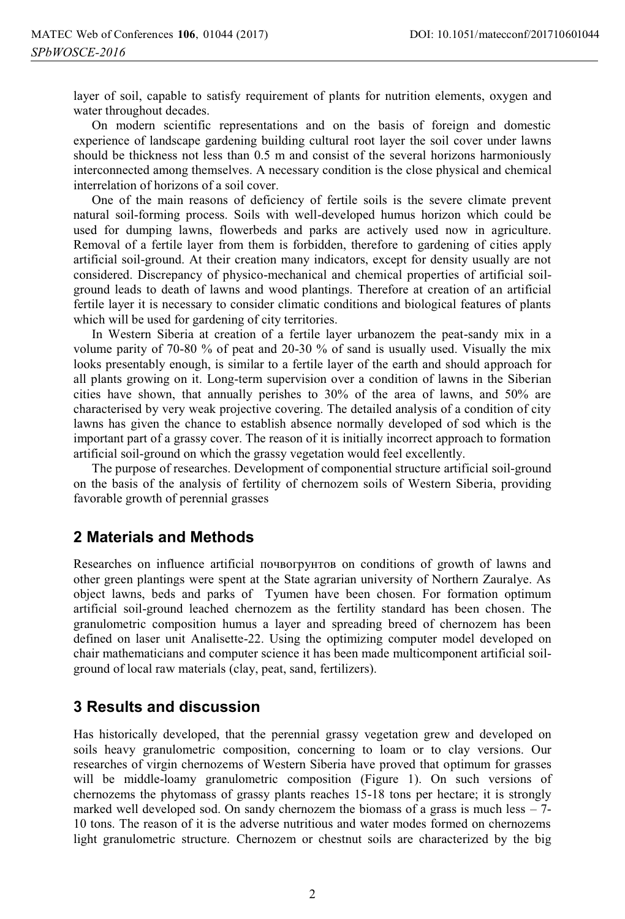layer of soil, capable to satisfy requirement of plants for nutrition elements, oxygen and water throughout decades.

On modern scientific representations and on the basis of foreign and domestic experience of landscape gardening building cultural root layer the soil cover under lawns should be thickness not less than 0.5 m and consist of the several horizons harmoniously interconnected among themselves. A necessary condition is the close physical and chemical interrelation of horizons of a soil cover.

One of the main reasons of deficiency of fertile soils is the severe climate prevent natural soil-forming process. Soils with well-developed humus horizon which could be used for dumping lawns, flowerbeds and parks are actively used now in agriculture. Removal of a fertile layer from them is forbidden, therefore to gardening of cities apply artificial soil-ground. At their creation many indicators, except for density usually are not considered. Discrepancy of physico-mechanical and chemical properties of artificial soil-ground leads to death of lawns and wood plantings. Therefore at creation of an artificial fertile layer it is necessary to consider climatic conditions and biological features of plants which will be used for gardening of city territories.

In Western Siberia at creation of a fertile layer urbanozem the peat-sandy mix in a volume parity of 70-80 % of peat and 20-30 % of sand is usually used. Visually the mix looks presentably enough, is similar to a fertile layer of the earth and should approach for all plants growing on it. Long-term supervision over a condition of lawns in the Siberian cities have shown, that annually perishes to 30% of the area of lawns, and 50% are characterised by very weak projective covering. The detailed analysis of a condition of city lawns has given the chance to establish absence normally developed of sod which is the important part of a grassy cover. The reason of it is initially incorrect approach to formation artificial soil-ground on which the grassy vegetation would feel excellently.

The purpose of researches. Development of componential structure artificial soil-ground on the basis of the analysis of fertility of chernozem soils of Western Siberia, providing favorable growth of perennial grasses

## 2 Materials and Methods

Researches on influence artificial почвогрунтов on conditions of growth of lawns and other green plantings were spent at the State agrarian university of Northern Zauralye. As object lawns, beds and parks of Tyumen have been chosen. For formation optimum artificial soil-ground leached chernozem as the fertility standard has been chosen. The granulometric composition humus a layer and spreading breed of chernozem has been defined on laser unit Analisette-22. Using the optimizing computer model developed on chair mathematicians and computer science it has been made multicomponent artificial soil-ground of local raw materials (clay, peat, sand, fertilizers).

## 3 Results and discussion

Has historically developed, that the perennial grassy vegetation grew and developed on soils heavy granulometric composition, concerning to loam or to clay versions. Our researches of virgin chernozems of Western Siberia have proved that optimum for grasses will be middle-loamy granulometric composition (Figure 1). On such versions of chernozems the phytomass of grassy plants reaches 15-18 tons per hectare; it is strongly marked well developed sod. On sandy chernozem the biomass of a grass is much less – 7-10 tons. The reason of it is the adverse nutritious and water modes formed on chernozems light granulometric structure. Chernozem or chestnut soils are characterized by the big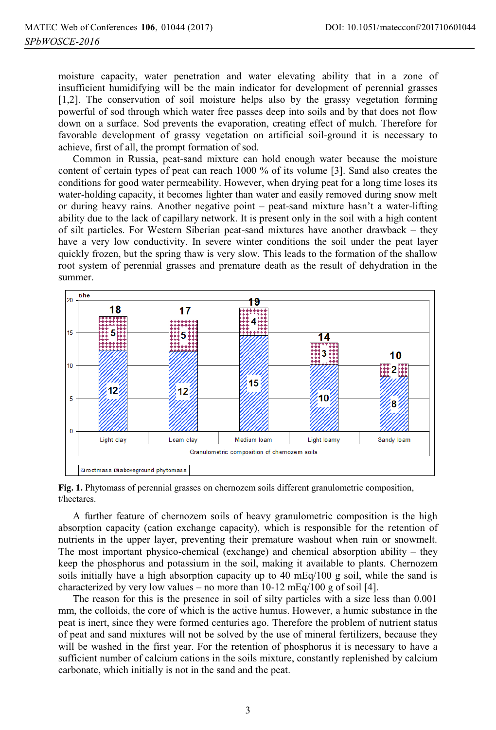moisture capacity, water penetration and water elevating ability that in a zone of insufficient humidifying will be the main indicator for development of perennial grasses [1,2]. The conservation of soil moisture helps also by the grassy vegetation forming powerful of sod through which water free passes deep into soils and by that does not flow down on a surface. Sod prevents the evaporation, creating effect of mulch. Therefore for favorable development of grassy vegetation on artificial soil-ground it is necessary to achieve, first of all, the prompt formation of sod.

Common in Russia, peat-sand mixture can hold enough water because the moisture content of certain types of peat can reach 1000 % of its volume [3]. Sand also creates the conditions for good water permeability. However, when drying peat for a long time loses its water-holding capacity, it becomes lighter than water and easily removed during snow melt or during heavy rains. Another negative point – peat-sand mixture hasn't a water-lifting ability due to the lack of capillary network. It is present only in the soil with a high content of silt particles. For Western Siberian peat-sand mixtures have another drawback – they have a very low conductivity. In severe winter conditions the soil under the peat layer quickly frozen, but the spring thaw is very slow. This leads to the formation of the shallow root system of perennial grasses and premature death as the result of dehydration in the summer.

**Fig. 1.** Phytomass of perennial grasses on chernozem soils different granulometric composition, t/hectares.

A further feature of chernozem soils of heavy granulometric composition is the high absorption capacity (cation exchange capacity), which is responsible for the retention of nutrients in the upper layer, preventing their premature washout when rain or snowmelt. The most important physico-chemical (exchange) and chemical absorption ability – they keep the phosphorus and potassium in the soil, making it available to plants. Chernozem soils initially have a high absorption capacity up to 40 mEq/100 g soil, while the sand is characterized by very low values – no more than 10-12 mEq/100 g of soil [4].

The reason for this is the presence in soil of silty particles with a size less than 0.001 mm, the colloids, the core of which is the active humus. However, a humic substance in the peat is inert, since they were formed centuries ago. Therefore the problem of nutrient status of peat and sand mixtures will not be solved by the use of mineral fertilizers, because they will be washed in the first year. For the retention of phosphorus it is necessary to have a sufficient number of calcium cations in the soils mixture, constantly replenished by calcium carbonate, which initially is not in the sand and the peat.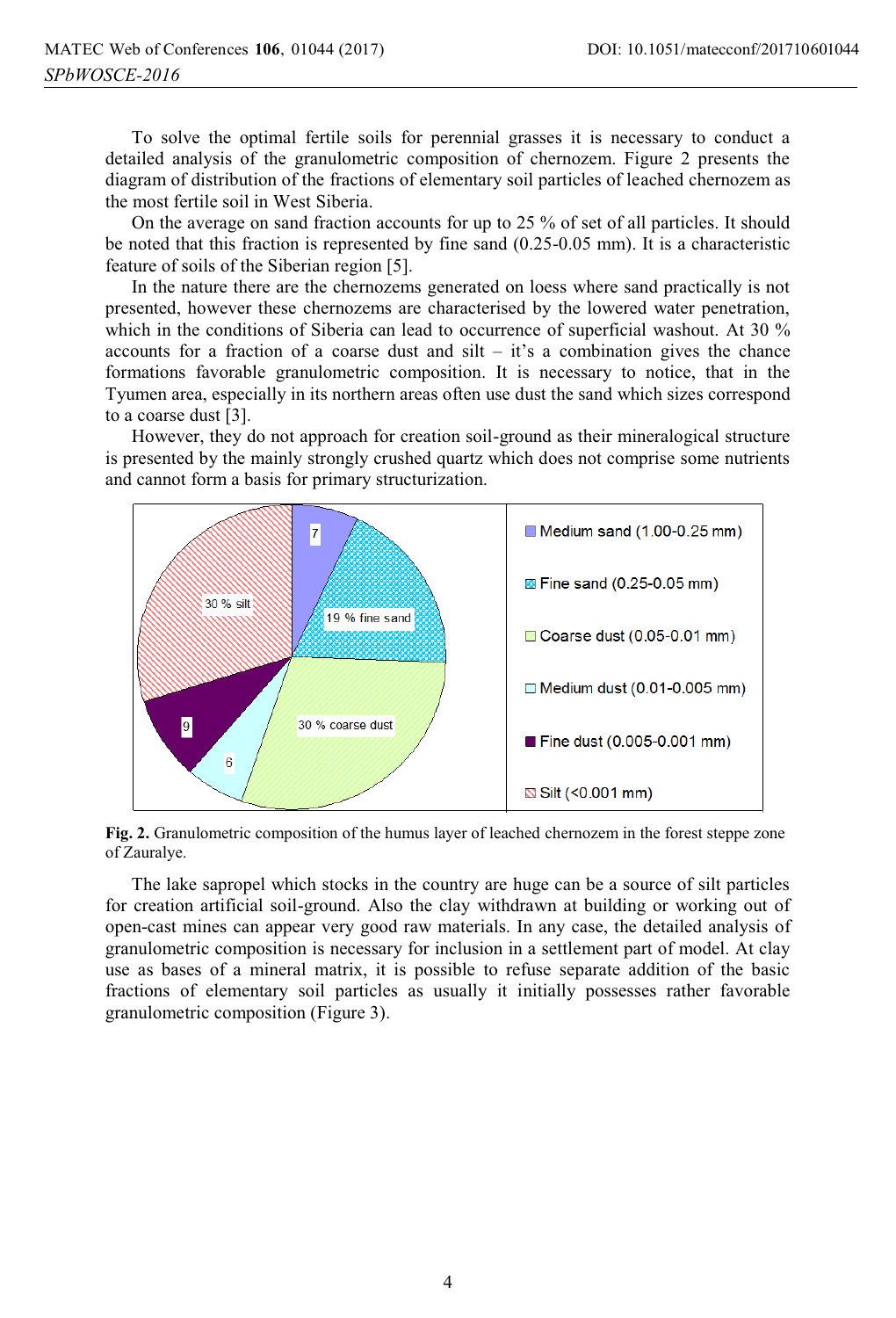To solve the optimal fertile soils for perennial grasses it is necessary to conduct a detailed analysis of the granulometric composition of chernozem. Figure 2 presents the diagram of distribution of the fractions of elementary soil particles of leached chernozem as the most fertile soil in West Siberia.

On the average on sand fraction accounts for up to 25 % of set of all particles. It should be noted that this fraction is represented by fine sand (0.25-0.05 mm). It is a characteristic feature of soils of the Siberian region [5].

In the nature there are the chernozems generated on loess where sand practically is not presented, however these chernozems are characterised by the lowered water penetration, which in the conditions of Siberia can lead to occurrence of superficial washout. At 30 % accounts for a fraction of a coarse dust and silt – it's a combination gives the chance formations favorable granulometric composition. It is necessary to notice, that in the Tyumen area, especially in its northern areas often use dust the sand which sizes correspond to a coarse dust [3].

However, they do not approach for creation soil-ground as their mineralogical structure is presented by the mainly strongly crushed quartz which does not comprise some nutrients and cannot form a basis for primary structurization.

**Fig. 2.** Granulometric composition of the humus layer of leached chernozem in the forest steppe zone of Zauralye.

The lake sapropel which stocks in the country are huge can be a source of silt particles for creation artificial soil-ground. Also the clay withdrawn at building or working out of open-cast mines can appear very good raw materials. In any case, the detailed analysis of granulometric composition is necessary for inclusion in a settlement part of model. At clay use as bases of a mineral matrix, it is possible to refuse separate addition of the basic fractions of elementary soil particles as usually it initially possesses rather favorable granulometric composition (Figure 3).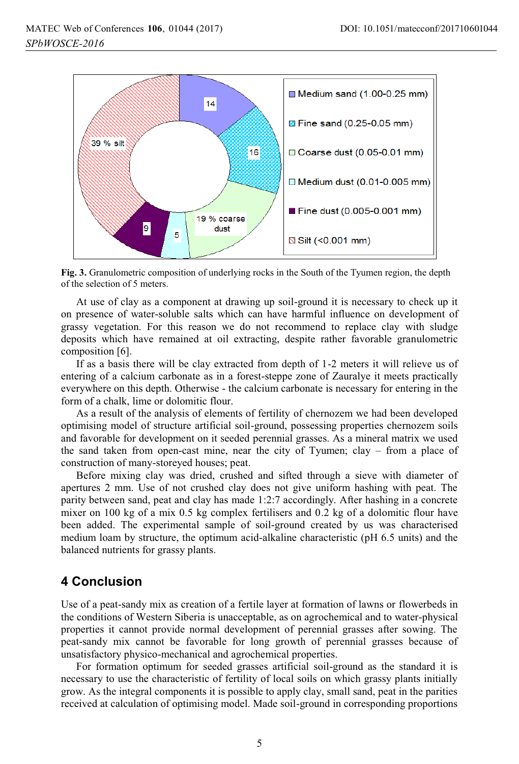Fig. 3. Granulometric composition of underlying rocks in the South of the Tyumen region, the depth of the selection of 5 meters.

At use of clay as a component at drawing up soil-ground it is necessary to check up it on presence of water-soluble salts which can have harmful influence on development of grassy vegetation. For this reason we do not recommend to replace clay with sludge deposits which have remained at oil extracting, despite rather favorable granulometric composition [6].

If as a basis there will be clay extracted from depth of 1-2 meters it will relieve us of entering of a calcium carbonate as in a forest-steppe zone of Zauralye it meets practically everywhere on this depth. Otherwise - the calcium carbonate is necessary for entering in the form of a chalk, lime or dolomitic flour.

As a result of the analysis of elements of fertility of chernozem we had been developed optimising model of structure artificial soil-ground, possessing properties chernozem soils and favorable for development on it seeded perennial grasses. As a mineral matrix we used the sand taken from open-cast mine, near the city of Tyumen; clay – from a place of construction of many-storeyed houses; peat.

Before mixing clay was dried, crushed and sifted through a sieve with diameter of apertures 2 mm. Use of not crushed clay does not give uniform hashing with peat. The parity between sand, peat and clay has made 1:2:7 accordingly. After hashing in a concrete mixer on 100 kg of a mix 0.5 kg complex fertilisers and 0.2 kg of a dolomitic flour have been added. The experimental sample of soil-ground created by us was characterised medium loam by structure, the optimum acid-alkaline characteristic (pH 6.5 units) and the balanced nutrients for grassy plants.

## 4 Conclusion

Use of a peat-sandy mix as creation of a fertile layer at formation of lawns or flowerbeds in the conditions of Western Siberia is unacceptable, as on agrochemical and to water-physical properties it cannot provide normal development of perennial grasses after sowing. The peat-sandy mix cannot be favorable for long growth of perennial grasses because of unsatisfactory physico-mechanical and agrochemical properties.

For formation optimum for seeded grasses artificial soil-ground as the standard it is necessary to use the characteristic of fertility of local soils on which grassy plants initially grow. As the integral components it is possible to apply clay, small sand, peat in the parities received at calculation of optimising model. Made soil-ground in corresponding proportions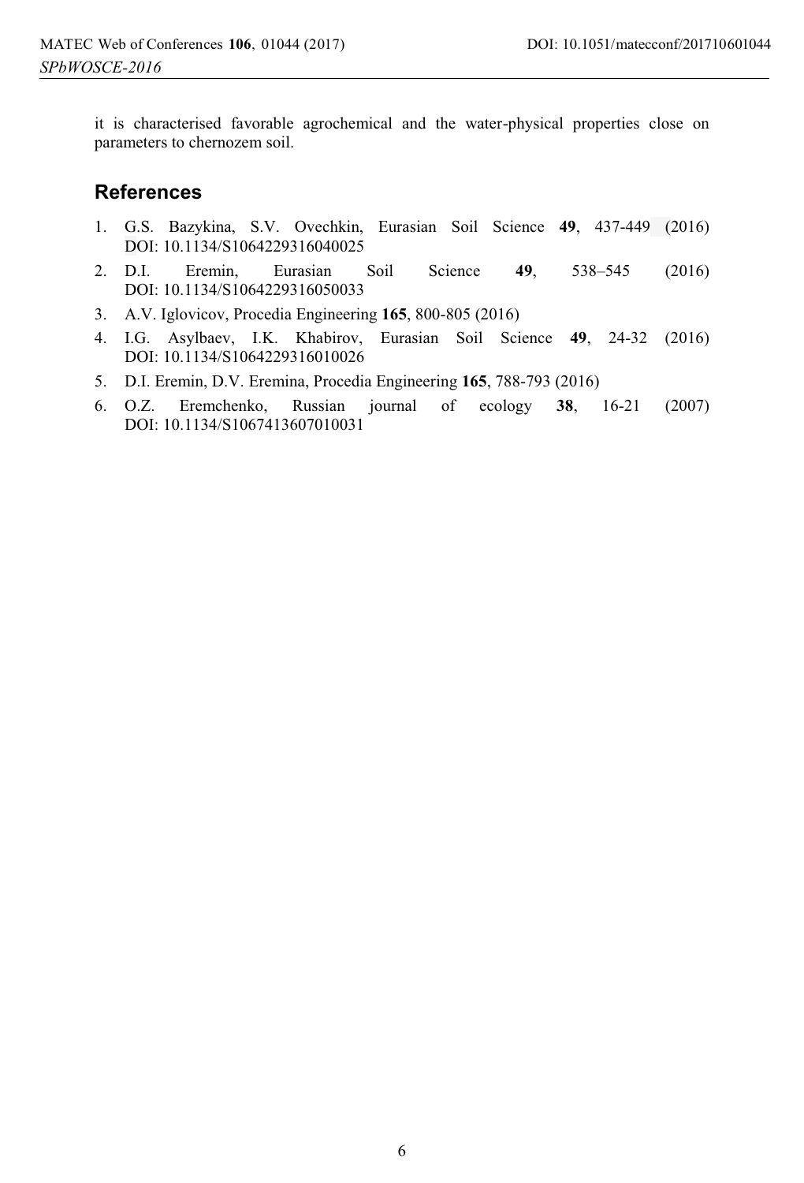it is characterised favorable agrochemical and the water-physical properties close on parameters to chernozem soil.

## References

1. G.S. Bazykina, S.V. Ovechkin, Eurasian Soil Science **49**, 437-449 (2016) DOI: 10.1134/S1064229316040025
2. D.I. Eremin, Eurasian Soil Science **49**, 538–545 (2016) DOI: 10.1134/S1064229316050033
3. A.V. Iglovicov, Procedia Engineering **165**, 800-805 (2016)
4. I.G. Asylbaev, I.K. Khabirov, Eurasian Soil Science **49**, 24-32 (2016) DOI: 10.1134/S1064229316010026
5. D.I. Eremin, D.V. Eremina, Procedia Engineering **165**, 788-793 (2016)
6. O.Z. Eremchenko, Russian journal of ecology **38**, 16-21 (2007) DOI: 10.1134/S1067413607010031